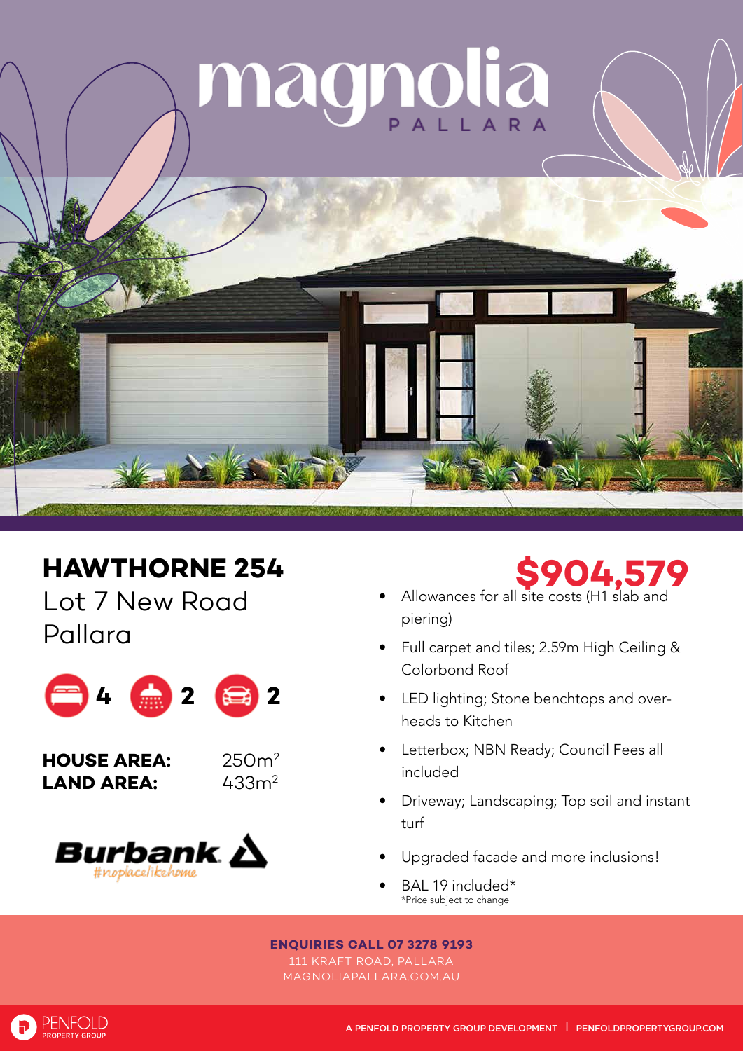# magnolia
PALLARA

## HAWTHORNE 254
Lot 7 New Road
Pallara

4 | 2 | 2

**HOUSE AREA:** 250m²
**LAND AREA:** 433m²

Burbank
#noplacelikehome

# $904,579

- Allowances for all site costs (H1 slab and piering)
- Full carpet and tiles; 2.59m High Ceiling & Colorbond Roof
- LED lighting; Stone benchtops and overheads to Kitchen
- Letterbox; NBN Ready; Council Fees all included
- Driveway; Landscaping; Top soil and instant turf
- Upgraded facade and more inclusions!
- BAL 19 included*

*Price subject to change

**ENQUIRIES CALL 07 3278 9193**
111 KRAFT ROAD, PALLARA
MAGNOLIAPALLARA.COM.AU

PENFOLD PROPERTY GROUP
A PENFOLD PROPERTY GROUP DEVELOPMENT | PENFOLDPROPERTYGROUP.COM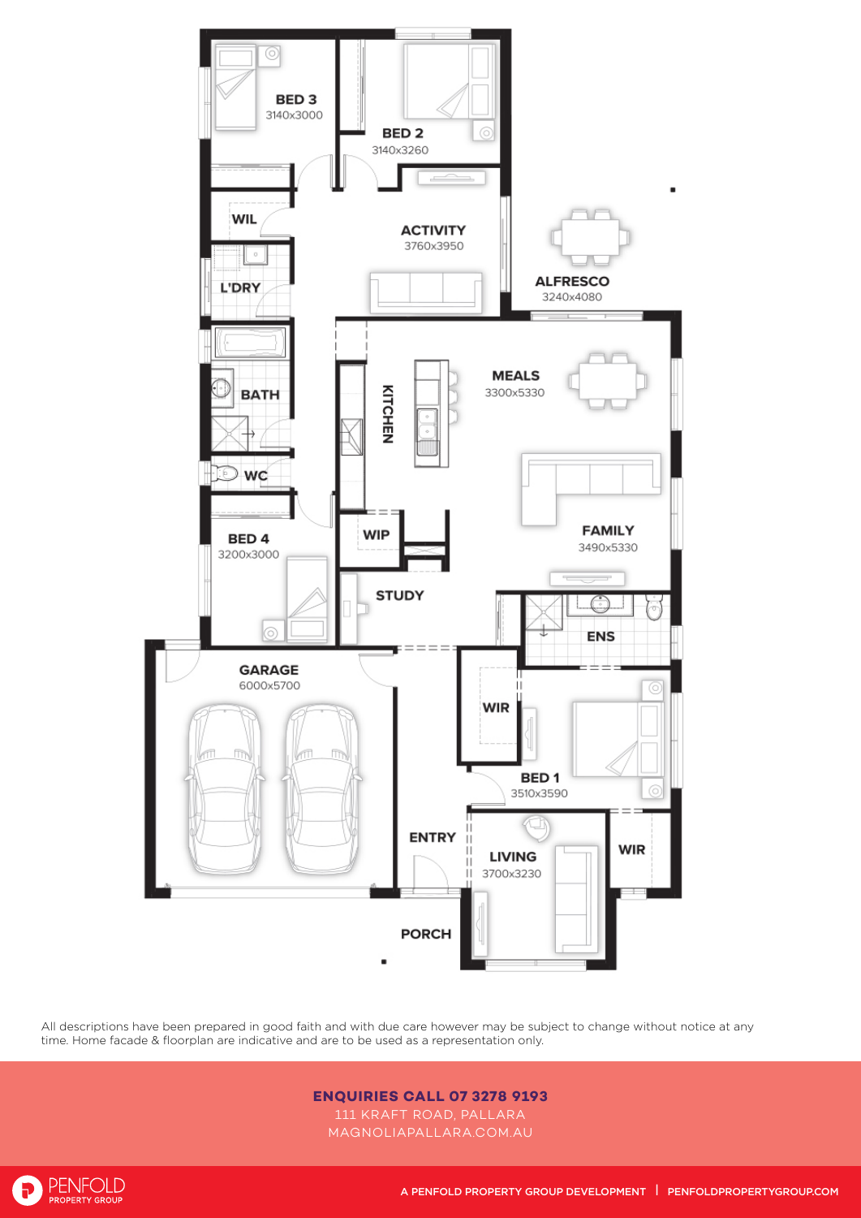BED 3
3140x3000

BED 2
3140x3260

WIL

ACTIVITY
3760x3950

ALFRESCO
3240x4080

L'DRY

BATH

KITCHEN

MEALS
3300x5330

WC

BED 4
3200x3000

WIP

FAMILY
3490x5330

STUDY

ENS

GARAGE
6000x5700

WIR

BED 1
3510x3590

ENTRY

LIVING
3700x3230

WIR

PORCH

All descriptions have been prepared in good faith and with due care however may be subject to change without notice at any time. Home facade & floorplan are indicative and are to be used as a representation only.

**ENQUIRIES CALL 07 3278 9193**

111 KRAFT ROAD, PALLARA

MAGNOLIAPALLARA.COM.AU

PENFOLD PROPERTY GROUP

A PENFOLD PROPERTY GROUP DEVELOPMENT | PENFOLDPROPERTYGROUP.COM